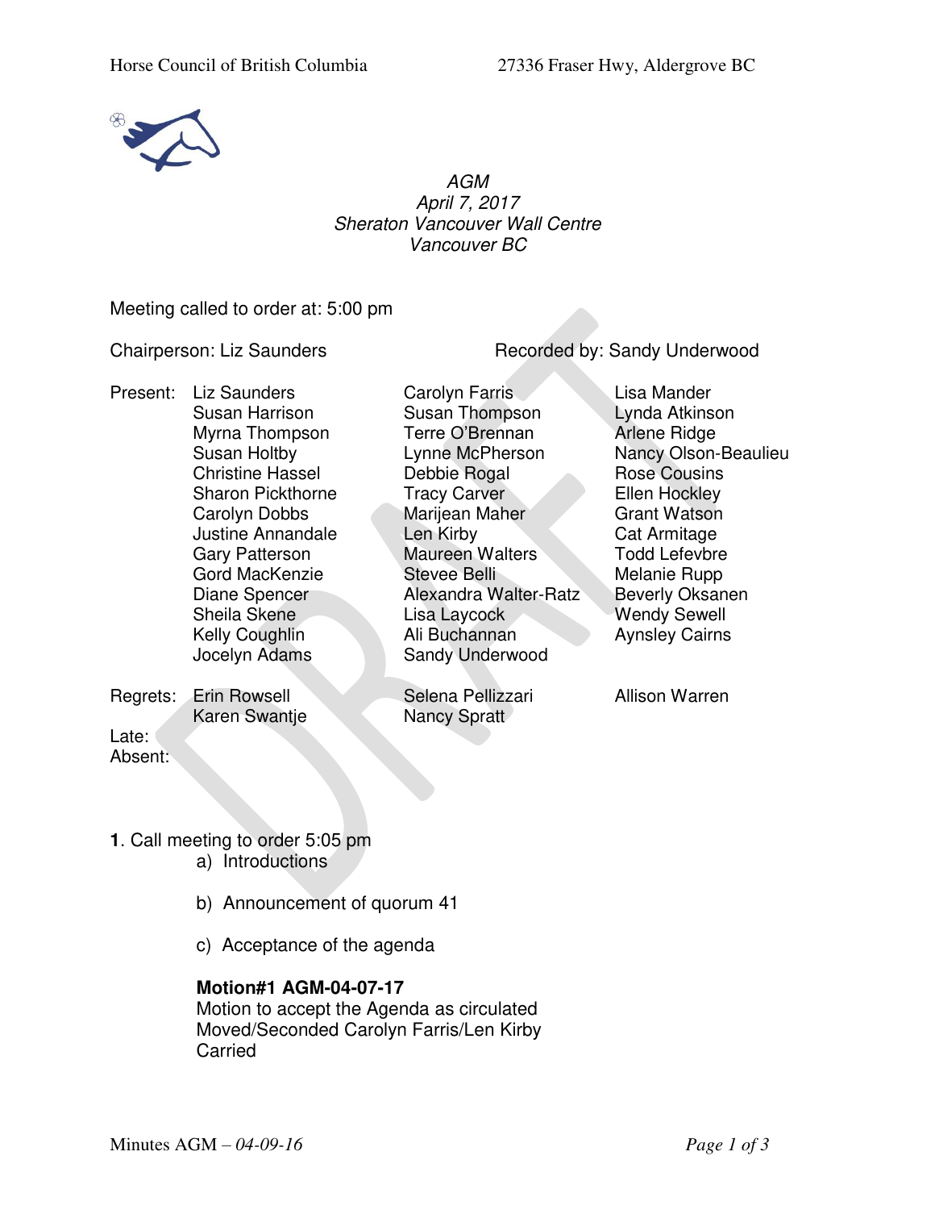*AGM*
*April 7, 2017*
*Sheraton Vancouver Wall Centre*
*Vancouver BC*

Meeting called to order at: 5:00 pm

Chairperson: Liz Saunders

Recorded by: Sandy Underwood

Present:

| | | |
|---|---|---|
| Liz Saunders | Carolyn Farris | Lisa Mander |
| Susan Harrison | Susan Thompson | Lynda Atkinson |
| Myrna Thompson | Terre O'Brennan | Arlene Ridge |
| Susan Holtby | Lynne McPherson | Nancy Olson-Beaulieu |
| Christine Hassel | Debbie Rogal | Rose Cousins |
| Sharon Pickthorne | Tracy Carver | Ellen Hockley |
| Carolyn Dobbs | Marijean Maher | Grant Watson |
| Justine Annandale | Len Kirby | Cat Armitage |
| Gary Patterson | Maureen Walters | Todd Lefevbre |
| Gord MacKenzie | Stevee Belli | Melanie Rupp |
| Diane Spencer | Alexandra Walter-Ratz | Beverly Oksanen |
| Sheila Skene | Lisa Laycock | Wendy Sewell |
| Kelly Coughlin | Ali Buchannan | Aynsley Cairns |
| Jocelyn Adams | Sandy Underwood | |

Regrets:

| | | |
|---|---|---|
| Erin Rowsell | Selena Pellizzari | Allison Warren |
| Karen Swantje | Nancy Spratt | |

Late:

Absent:

**1**. Call meeting to order 5:05 pm

a) Introductions

b) Announcement of quorum 41

c) Acceptance of the agenda

**Motion#1 AGM-04-07-17**
Motion to accept the Agenda as circulated
Moved/Seconded Carolyn Farris/Len Kirby
Carried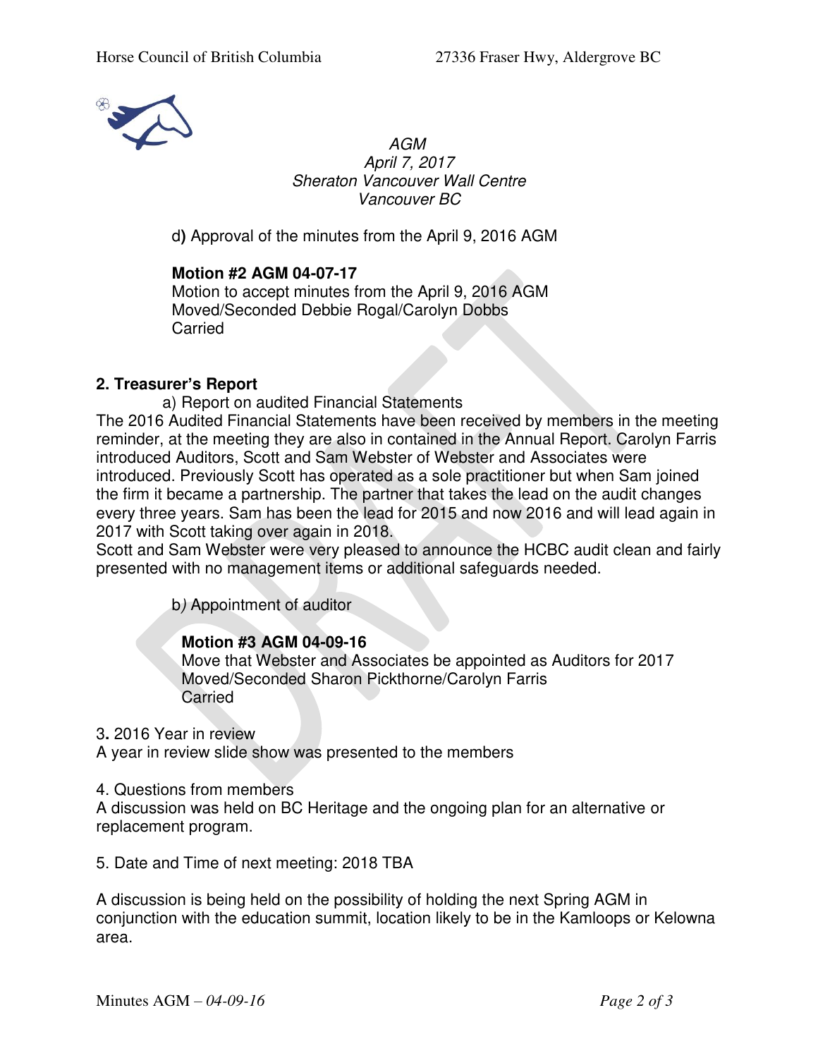*AGM*
*April 7, 2017*
*Sheraton Vancouver Wall Centre*
*Vancouver BC*

d**)** Approval of the minutes from the April 9, 2016 AGM

**Motion #2 AGM 04-07-17**
Motion to accept minutes from the April 9, 2016 AGM
Moved/Seconded Debbie Rogal/Carolyn Dobbs
Carried

**2. Treasurer's Report**

a) Report on audited Financial Statements

The 2016 Audited Financial Statements have been received by members in the meeting reminder, at the meeting they are also in contained in the Annual Report. Carolyn Farris introduced Auditors, Scott and Sam Webster of Webster and Associates were introduced. Previously Scott has operated as a sole practitioner but when Sam joined the firm it became a partnership. The partner that takes the lead on the audit changes every three years. Sam has been the lead for 2015 and now 2016 and will lead again in 2017 with Scott taking over again in 2018.
Scott and Sam Webster were very pleased to announce the HCBC audit clean and fairly presented with no management items or additional safeguards needed.

b*)* Appointment of auditor

**Motion #3 AGM 04-09-16**
Move that Webster and Associates be appointed as Auditors for 2017
Moved/Seconded Sharon Pickthorne/Carolyn Farris
Carried

3**.** 2016 Year in review
A year in review slide show was presented to the members

4. Questions from members
A discussion was held on BC Heritage and the ongoing plan for an alternative or replacement program.

5. Date and Time of next meeting: 2018 TBA

A discussion is being held on the possibility of holding the next Spring AGM in conjunction with the education summit, location likely to be in the Kamloops or Kelowna area.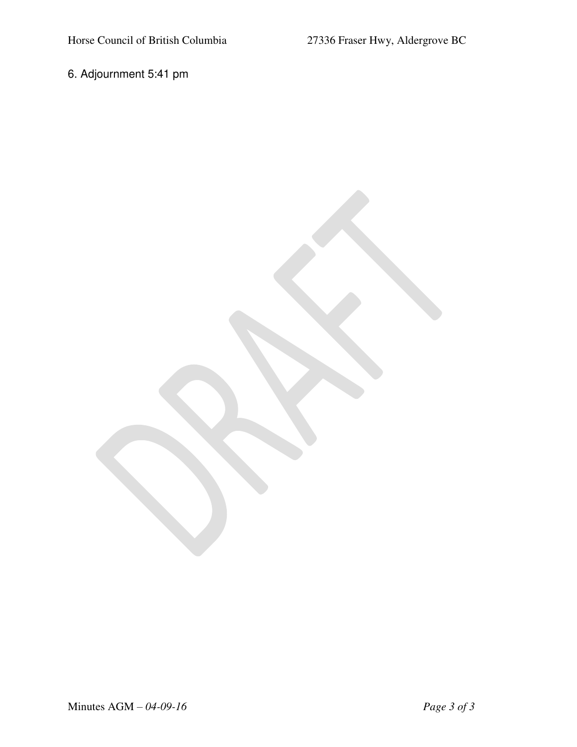6. Adjournment 5:41 pm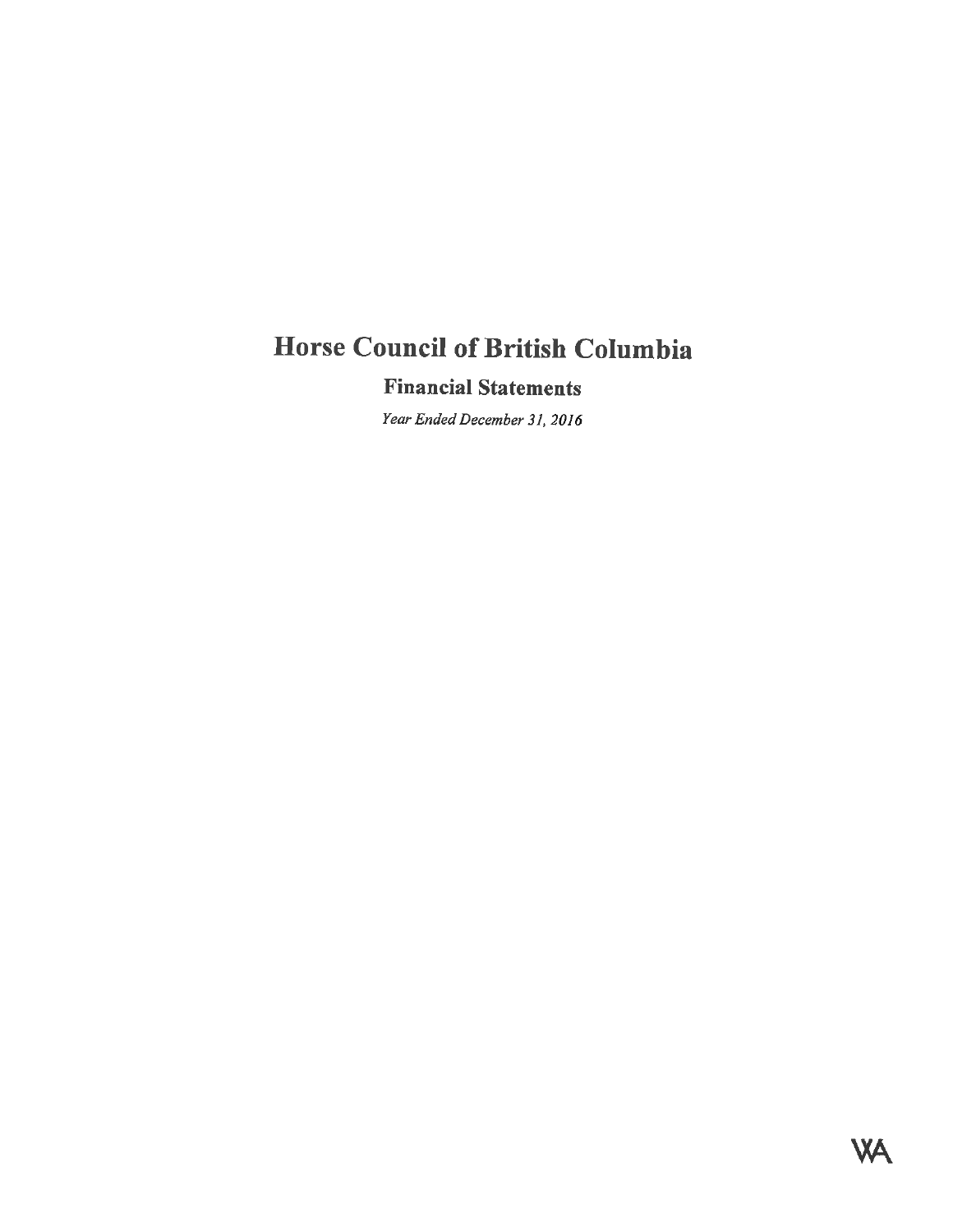# Horse Council of British Columbia

## Financial Statements

*Year Ended December 31, 2016*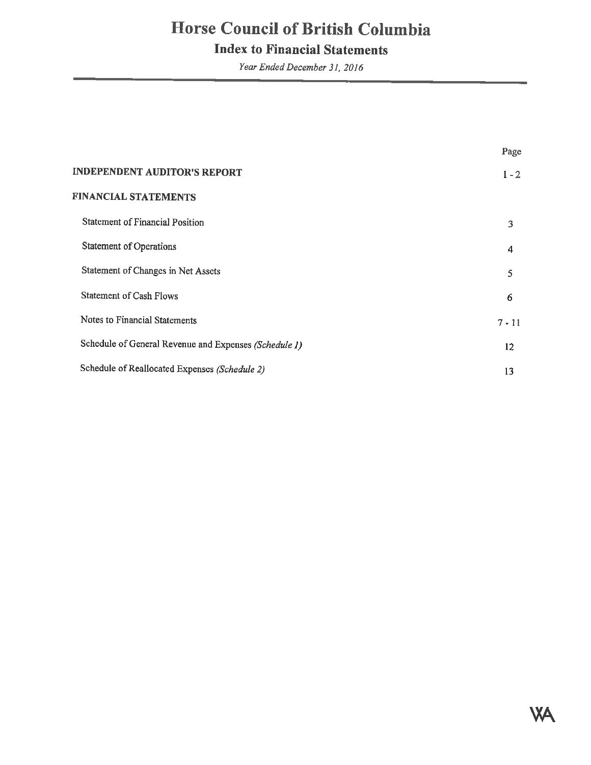# Horse Council of British Columbia

## Index to Financial Statements

*Year Ended December 31, 2016*

| | Page |
|---|---|
| **INDEPENDENT AUDITOR'S REPORT** | 1 - 2 |
| **FINANCIAL STATEMENTS** | |
| Statement of Financial Position | 3 |
| Statement of Operations | 4 |
| Statement of Changes in Net Assets | 5 |
| Statement of Cash Flows | 6 |
| Notes to Financial Statements | 7 - 11 |
| Schedule of General Revenue and Expenses *(Schedule 1)* | 12 |
| Schedule of Reallocated Expenses *(Schedule 2)* | 13 |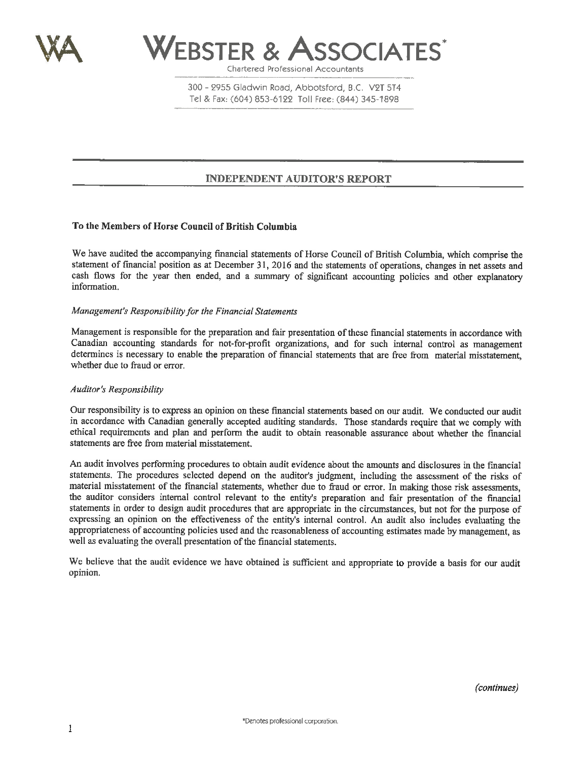# WEBSTER & ASSOCIATES*

Chartered Professional Accountants

300 - 2955 Gladwin Road, Abbotsford, B.C. V2T 5T4
Tel & Fax: (604) 853-6122 Toll Free: (844) 345-1898

## INDEPENDENT AUDITOR'S REPORT

**To the Members of Horse Council of British Columbia**

We have audited the accompanying financial statements of Horse Council of British Columbia, which comprise the statement of financial position as at December 31, 2016 and the statements of operations, changes in net assets and cash flows for the year then ended, and a summary of significant accounting policies and other explanatory information.

*Management's Responsibility for the Financial Statements*

Management is responsible for the preparation and fair presentation of these financial statements in accordance with Canadian accounting standards for not-for-profit organizations, and for such internal control as management determines is necessary to enable the preparation of financial statements that are free from material misstatement, whether due to fraud or error.

*Auditor's Responsibility*

Our responsibility is to express an opinion on these financial statements based on our audit. We conducted our audit in accordance with Canadian generally accepted auditing standards. Those standards require that we comply with ethical requirements and plan and perform the audit to obtain reasonable assurance about whether the financial statements are free from material misstatement.

An audit involves performing procedures to obtain audit evidence about the amounts and disclosures in the financial statements. The procedures selected depend on the auditor's judgment, including the assessment of the risks of material misstatement of the financial statements, whether due to fraud or error. In making those risk assessments, the auditor considers internal control relevant to the entity's preparation and fair presentation of the financial statements in order to design audit procedures that are appropriate in the circumstances, but not for the purpose of expressing an opinion on the effectiveness of the entity's internal control. An audit also includes evaluating the appropriateness of accounting policies used and the reasonableness of accounting estimates made by management, as well as evaluating the overall presentation of the financial statements.

We believe that the audit evidence we have obtained is sufficient and appropriate to provide a basis for our audit opinion.

*(continues)*

*Denotes professional corporation.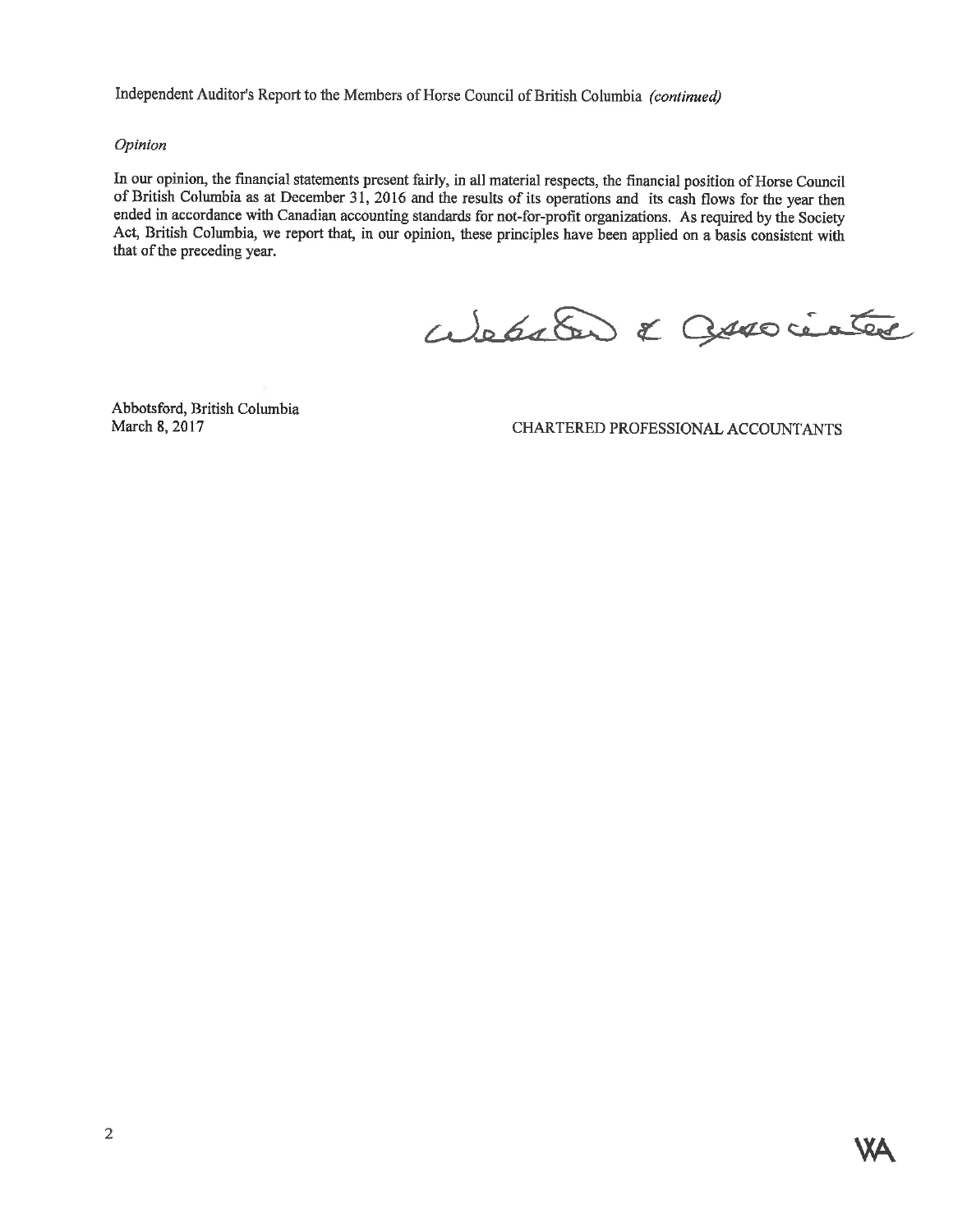Independent Auditor's Report to the Members of Horse Council of British Columbia *(continued)*

*Opinion*

In our opinion, the financial statements present fairly, in all material respects, the financial position of Horse Council of British Columbia as at December 31, 2016 and the results of its operations and its cash flows for the year then ended in accordance with Canadian accounting standards for not-for-profit organizations. As required by the Society Act, British Columbia, we report that, in our opinion, these principles have been applied on a basis consistent with that of the preceding year.

Webster & Associates

Abbotsford, British Columbia
March 8, 2017

CHARTERED PROFESSIONAL ACCOUNTANTS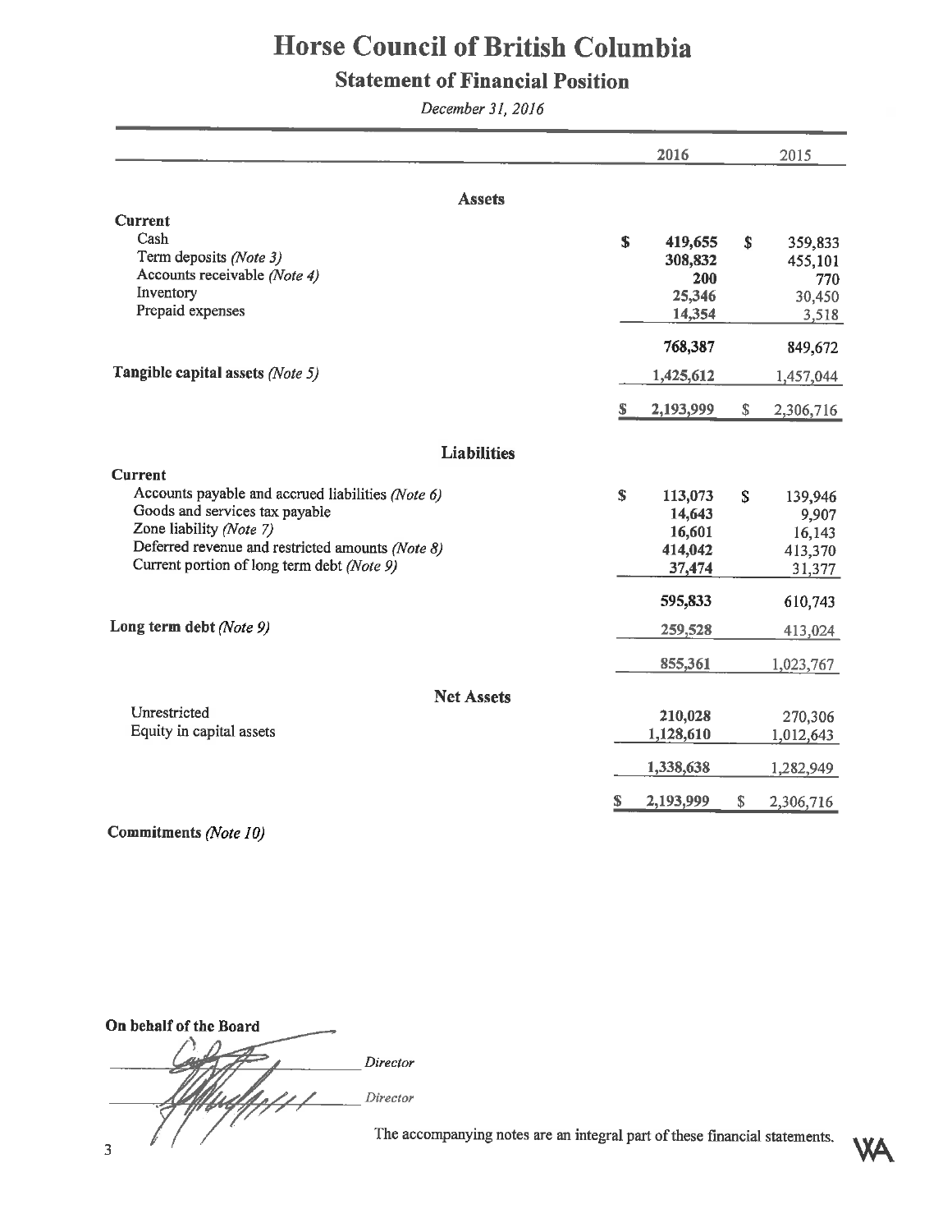# Horse Council of British Columbia

## Statement of Financial Position

*December 31, 2016*

| | 2016 | 2015 |
|---|---|---|
| **Assets** | | |
| **Current** | | |
| Cash | $ 419,655 | $ 359,833 |
| Term deposits *(Note 3)* | 308,832 | 455,101 |
| Accounts receivable *(Note 4)* | 200 | 770 |
| Inventory | 25,346 | 30,450 |
| Prepaid expenses | 14,354 | 3,518 |
| | 768,387 | 849,672 |
| **Tangible capital assets** *(Note 5)* | 1,425,612 | 1,457,044 |
| | $ 2,193,999 | $ 2,306,716 |
| **Liabilities** | | |
| **Current** | | |
| Accounts payable and accrued liabilities *(Note 6)* | $ 113,073 | $ 139,946 |
| Goods and services tax payable | 14,643 | 9,907 |
| Zone liability *(Note 7)* | 16,601 | 16,143 |
| Deferred revenue and restricted amounts *(Note 8)* | 414,042 | 413,370 |
| Current portion of long term debt *(Note 9)* | 37,474 | 31,377 |
| | 595,833 | 610,743 |
| **Long term debt** *(Note 9)* | 259,528 | 413,024 |
| | 855,361 | 1,023,767 |
| **Net Assets** | | |
| Unrestricted | 210,028 | 270,306 |
| Equity in capital assets | 1,128,610 | 1,012,643 |
| | 1,338,638 | 1,282,949 |
| | $ 2,193,999 | $ 2,306,716 |

**Commitments** *(Note 10)*

**On behalf of the Board**

_______________ *Director*

_______________ *Director*

The accompanying notes are an integral part of these financial statements.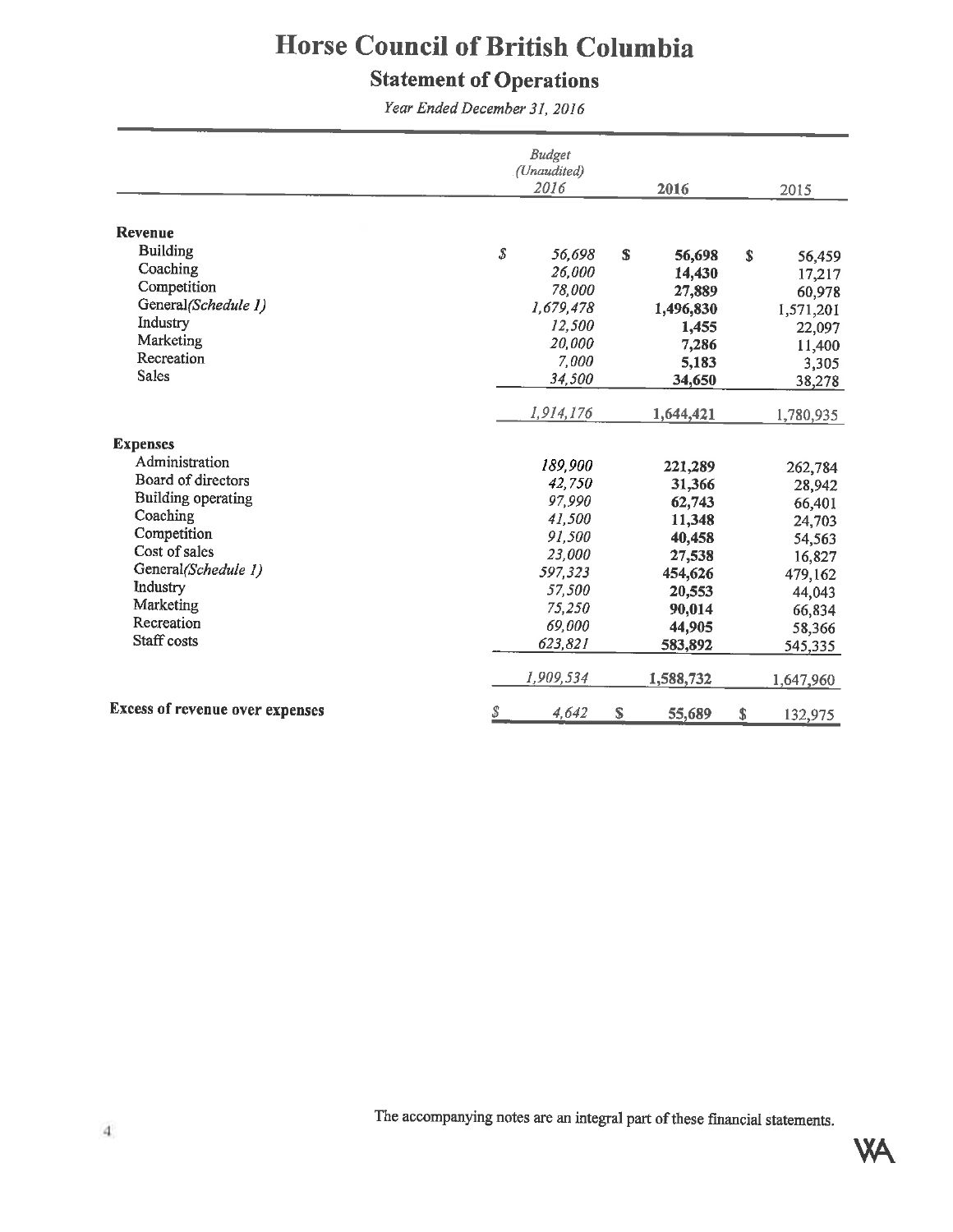# Horse Council of British Columbia

## Statement of Operations

*Year Ended December 31, 2016*

| | *Budget (Unaudited) 2016* | **2016** | 2015 |
|---|---|---|---|
| **Revenue** | | | |
| Building | *$ 56,698* | **$ 56,698** | $ 56,459 |
| Coaching | *26,000* | **14,430** | 17,217 |
| Competition | *78,000* | **27,889** | 60,978 |
| General*(Schedule 1)* | *1,679,478* | **1,496,830** | 1,571,201 |
| Industry | *12,500* | **1,455** | 22,097 |
| Marketing | *20,000* | **7,286** | 11,400 |
| Recreation | *7,000* | **5,183** | 3,305 |
| Sales | *34,500* | **34,650** | 38,278 |
| | *1,914,176* | **1,644,421** | 1,780,935 |
| **Expenses** | | | |
| Administration | *189,900* | **221,289** | 262,784 |
| Board of directors | *42,750* | **31,366** | 28,942 |
| Building operating | *97,990* | **62,743** | 66,401 |
| Coaching | *41,500* | **11,348** | 24,703 |
| Competition | *91,500* | **40,458** | 54,563 |
| Cost of sales | *23,000* | **27,538** | 16,827 |
| General*(Schedule 1)* | *597,323* | **454,626** | 479,162 |
| Industry | *57,500* | **20,553** | 44,043 |
| Marketing | *75,250* | **90,014** | 66,834 |
| Recreation | *69,000* | **44,905** | 58,366 |
| Staff costs | *623,821* | **583,892** | 545,335 |
| | *1,909,534* | **1,588,732** | 1,647,960 |
| **Excess of revenue over expenses** | *$ 4,642* | **$ 55,689** | $ 132,975 |

The accompanying notes are an integral part of these financial statements.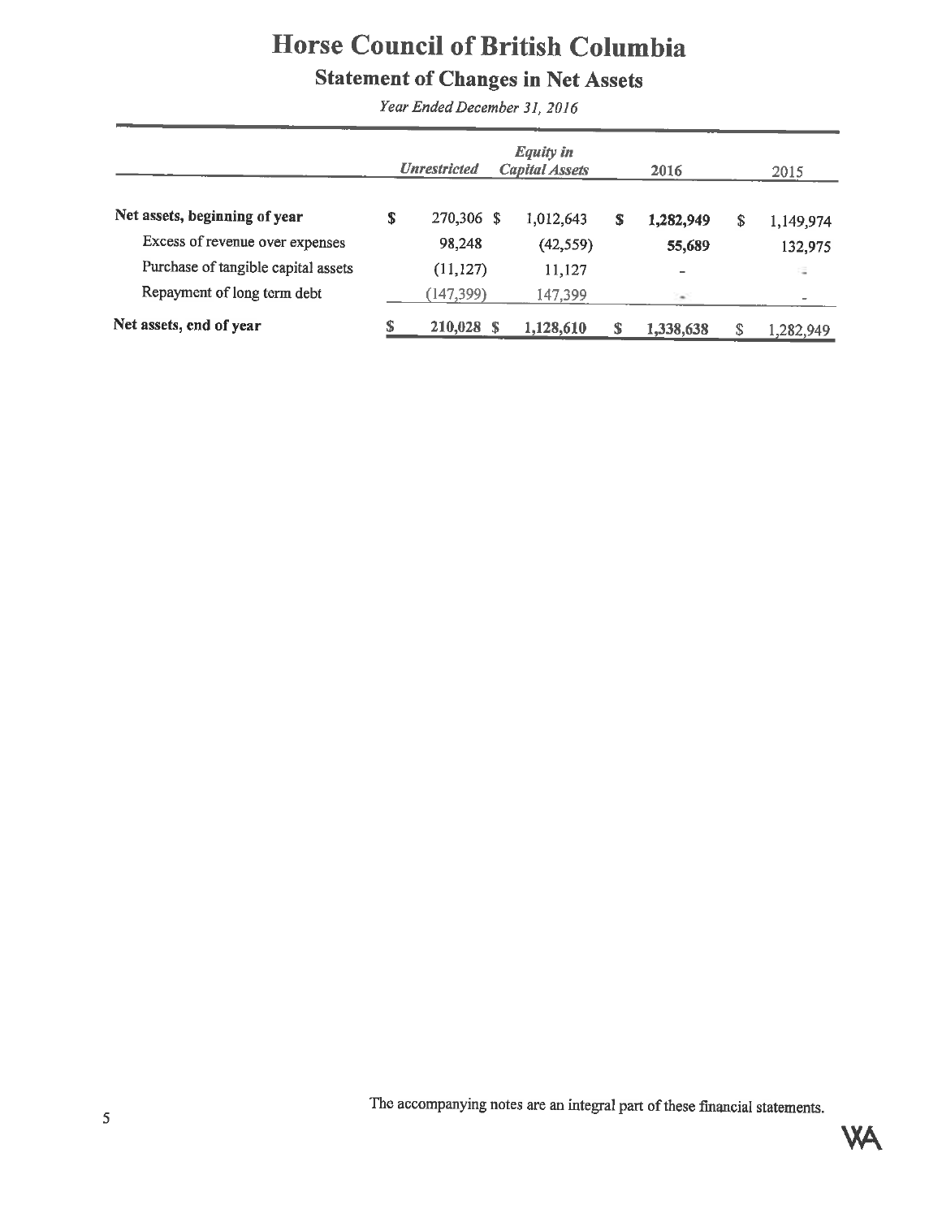# Horse Council of British Columbia

## Statement of Changes in Net Assets

*Year Ended December 31, 2016*

| | *Unrestricted* | *Equity in Capital Assets* | 2016 | 2015 |
|---|---|---|---|---|
| **Net assets, beginning of year** | $ 270,306 | $ 1,012,643 | **$ 1,282,949** | $ 1,149,974 |
| Excess of revenue over expenses | 98,248 | (42,559) | **55,689** | 132,975 |
| Purchase of tangible capital assets | (11,127) | 11,127 | - | - |
| Repayment of long term debt | (147,399) | 147,399 | - | - |
| **Net assets, end of year** | **$ 210,028** | **$ 1,128,610** | **$ 1,338,638** | $ 1,282,949 |

The accompanying notes are an integral part of these financial statements.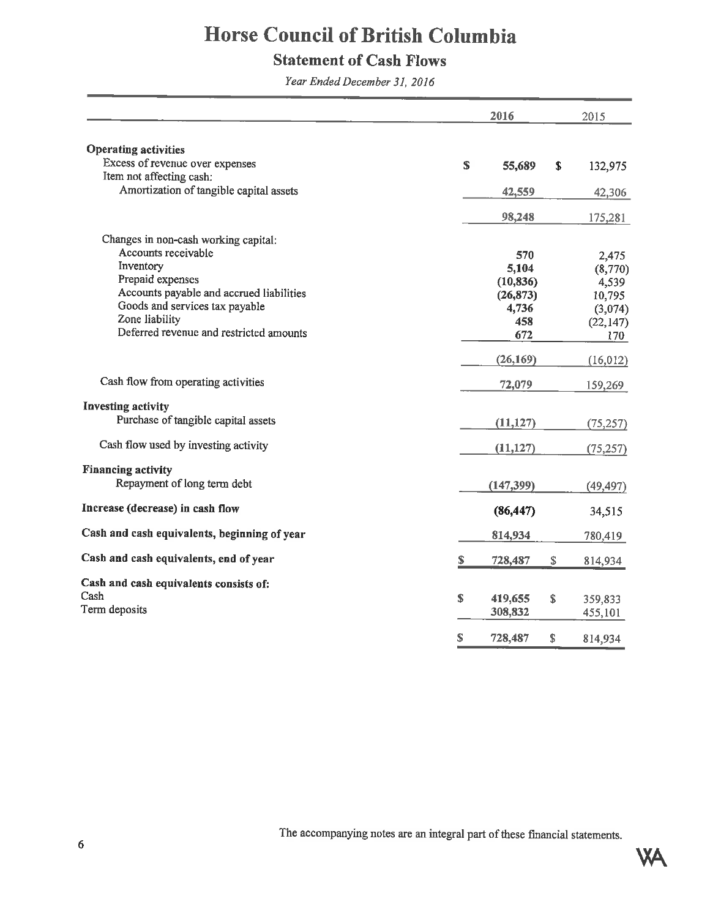# Horse Council of British Columbia

## Statement of Cash Flows

*Year Ended December 31, 2016*

| | 2016 | 2015 |
|---|---|---|
| **Operating activities** | | |
| Excess of revenue over expenses | $ 55,689 | $ 132,975 |
| Item not affecting cash: | | |
| Amortization of tangible capital assets | 42,559 | 42,306 |
| | 98,248 | 175,281 |
| Changes in non-cash working capital: | | |
| Accounts receivable | 570 | 2,475 |
| Inventory | 5,104 | (8,770) |
| Prepaid expenses | (10,836) | 4,539 |
| Accounts payable and accrued liabilities | (26,873) | 10,795 |
| Goods and services tax payable | 4,736 | (3,074) |
| Zone liability | 458 | (22,147) |
| Deferred revenue and restricted amounts | 672 | 170 |
| | (26,169) | (16,012) |
| Cash flow from operating activities | 72,079 | 159,269 |
| **Investing activity** | | |
| Purchase of tangible capital assets | (11,127) | (75,257) |
| Cash flow used by investing activity | (11,127) | (75,257) |
| **Financing activity** | | |
| Repayment of long term debt | (147,399) | (49,497) |
| **Increase (decrease) in cash flow** | (86,447) | 34,515 |
| **Cash and cash equivalents, beginning of year** | 814,934 | 780,419 |
| **Cash and cash equivalents, end of year** | $ 728,487 | $ 814,934 |
| **Cash and cash equivalents consists of:** | | |
| Cash | $ 419,655 | $ 359,833 |
| Term deposits | 308,832 | 455,101 |
| | $ 728,487 | $ 814,934 |

The accompanying notes are an integral part of these financial statements.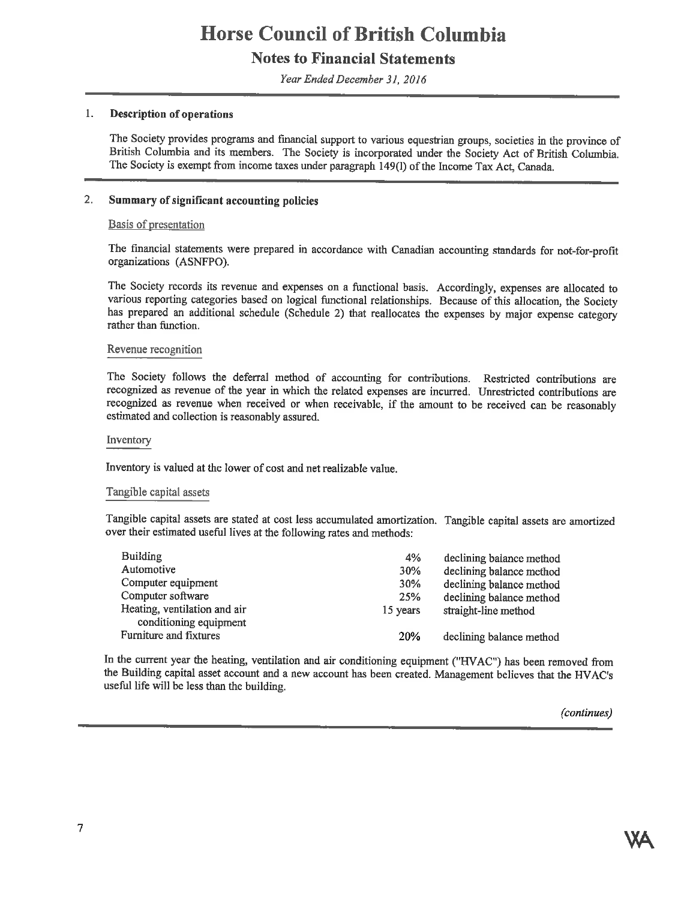# Horse Council of British Columbia

## Notes to Financial Statements

*Year Ended December 31, 2016*

### 1. Description of operations

The Society provides programs and financial support to various equestrian groups, societies in the province of British Columbia and its members. The Society is incorporated under the Society Act of British Columbia. The Society is exempt from income taxes under paragraph 149(l) of the Income Tax Act, Canada.

### 2. Summary of significant accounting policies

#### Basis of presentation

The financial statements were prepared in accordance with Canadian accounting standards for not-for-profit organizations (ASNFPO).

The Society records its revenue and expenses on a functional basis. Accordingly, expenses are allocated to various reporting categories based on logical functional relationships. Because of this allocation, the Society has prepared an additional schedule (Schedule 2) that reallocates the expenses by major expense category rather than function.

#### Revenue recognition

The Society follows the deferral method of accounting for contributions. Restricted contributions are recognized as revenue of the year in which the related expenses are incurred. Unrestricted contributions are recognized as revenue when received or when receivable, if the amount to be received can be reasonably estimated and collection is reasonably assured.

#### Inventory

Inventory is valued at the lower of cost and net realizable value.

#### Tangible capital assets

Tangible capital assets are stated at cost less accumulated amortization. Tangible capital assets are amortized over their estimated useful lives at the following rates and methods:

| | | |
|---|---|---|
| Building | 4% | declining balance method |
| Automotive | 30% | declining balance method |
| Computer equipment | 30% | declining balance method |
| Computer software | 25% | declining balance method |
| Heating, ventilation and air conditioning equipment | 15 years | straight-line method |
| Furniture and fixtures | 20% | declining balance method |

In the current year the heating, ventilation and air conditioning equipment ("HVAC") has been removed from the Building capital asset account and a new account has been created. Management believes that the HVAC's useful life will be less than the building.

*(continues)*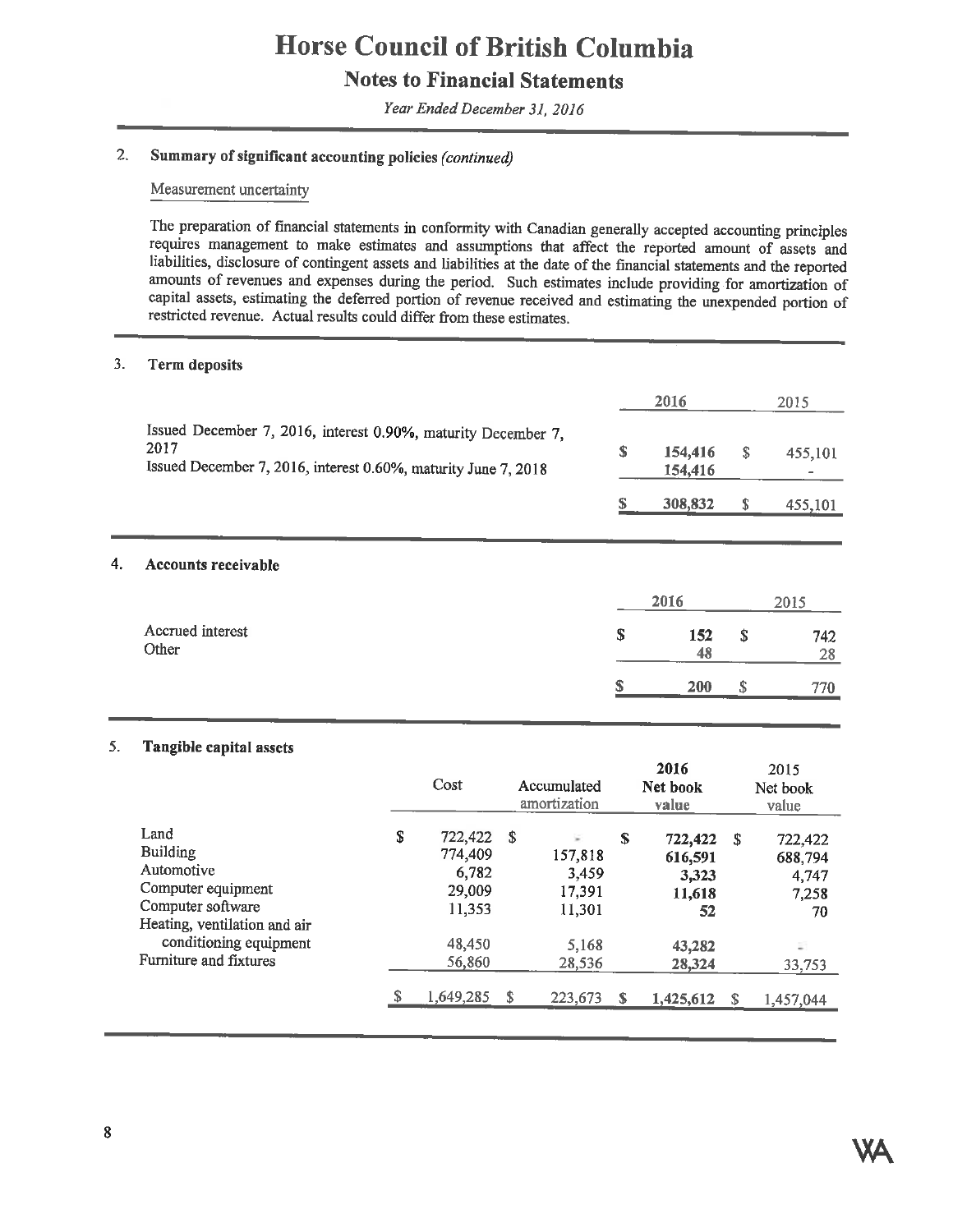# Horse Council of British Columbia

## Notes to Financial Statements

*Year Ended December 31, 2016*

### 2. Summary of significant accounting policies *(continued)*

Measurement uncertainty

The preparation of financial statements in conformity with Canadian generally accepted accounting principles requires management to make estimates and assumptions that affect the reported amount of assets and liabilities, disclosure of contingent assets and liabilities at the date of the financial statements and the reported amounts of revenues and expenses during the period. Such estimates include providing for amortization of capital assets, estimating the deferred portion of revenue received and estimating the unexpended portion of restricted revenue. Actual results could differ from these estimates.

### 3. Term deposits

| | 2016 | 2015 |
|---|---|---|
| Issued December 7, 2016, interest 0.90%, maturity December 7, 2017 | $ 154,416 | $ 455,101 |
| Issued December 7, 2016, interest 0.60%, maturity June 7, 2018 | 154,416 | - |
| | $ 308,832 | $ 455,101 |

### 4. Accounts receivable

| | 2016 | 2015 |
|---|---|---|
| Accrued interest | $ 152 | $ 742 |
| Other | 48 | 28 |
| | $ 200 | $ 770 |

### 5. Tangible capital assets

| | Cost | Accumulated amortization | 2016 Net book value | 2015 Net book value |
|---|---|---|---|---|
| Land | $ 722,422 | $ - | $ 722,422 | $ 722,422 |
| Building | 774,409 | 157,818 | 616,591 | 688,794 |
| Automotive | 6,782 | 3,459 | 3,323 | 4,747 |
| Computer equipment | 29,009 | 17,391 | 11,618 | 7,258 |
| Computer software | 11,353 | 11,301 | 52 | 70 |
| Heating, ventilation and air conditioning equipment | 48,450 | 5,168 | 43,282 | - |
| Furniture and fixtures | 56,860 | 28,536 | 28,324 | 33,753 |
| | $ 1,649,285 | $ 223,673 | $ 1,425,612 | $ 1,457,044 |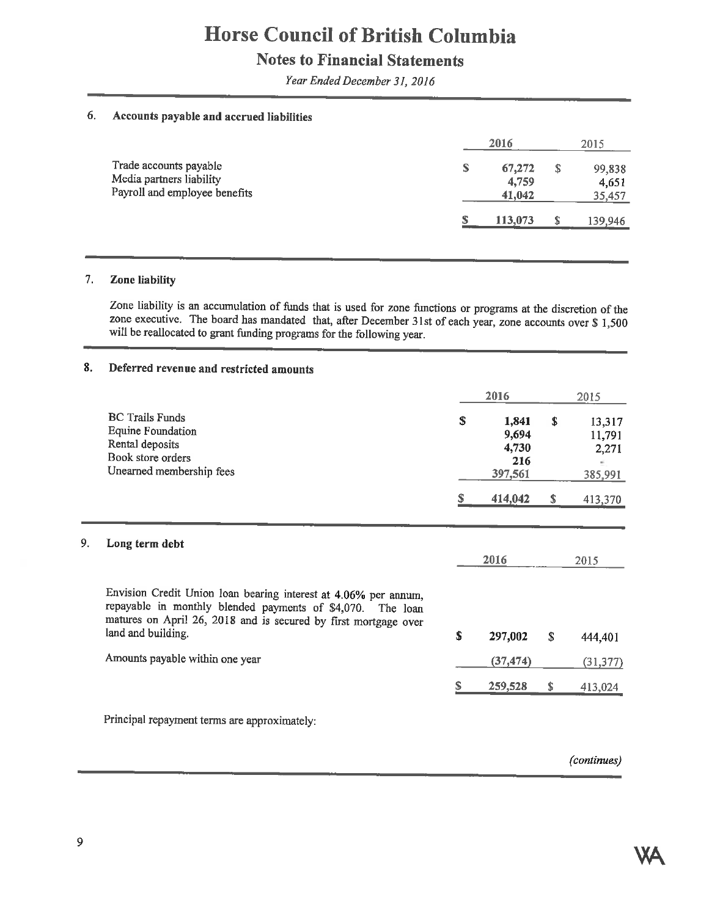# Horse Council of British Columbia

## Notes to Financial Statements

*Year Ended December 31, 2016*

### 6. Accounts payable and accrued liabilities

| | 2016 | 2015 |
|---|---|---|
| Trade accounts payable | $ 67,272 | $ 99,838 |
| Media partners liability | 4,759 | 4,651 |
| Payroll and employee benefits | 41,042 | 35,457 |
| | $ 113,073 | $ 139,946 |

### 7. Zone liability

Zone liability is an accumulation of funds that is used for zone functions or programs at the discretion of the zone executive. The board has mandated that, after December 31st of each year, zone accounts over $ 1,500 will be reallocated to grant funding programs for the following year.

### 8. Deferred revenue and restricted amounts

| | 2016 | 2015 |
|---|---|---|
| BC Trails Funds | $ 1,841 | $ 13,317 |
| Equine Foundation | 9,694 | 11,791 |
| Rental deposits | 4,730 | 2,271 |
| Book store orders | 216 | - |
| Unearned membership fees | 397,561 | 385,991 |
| | $ 414,042 | $ 413,370 |

### 9. Long term debt

| | 2016 | 2015 |
|---|---|---|
| Envision Credit Union loan bearing interest at 4.06% per annum, repayable in monthly blended payments of $4,070. The loan matures on April 26, 2018 and is secured by first mortgage over land and building. | $ 297,002 | $ 444,401 |
| Amounts payable within one year | (37,474) | (31,377) |
| | $ 259,528 | $ 413,024 |

Principal repayment terms are approximately:

*(continues)*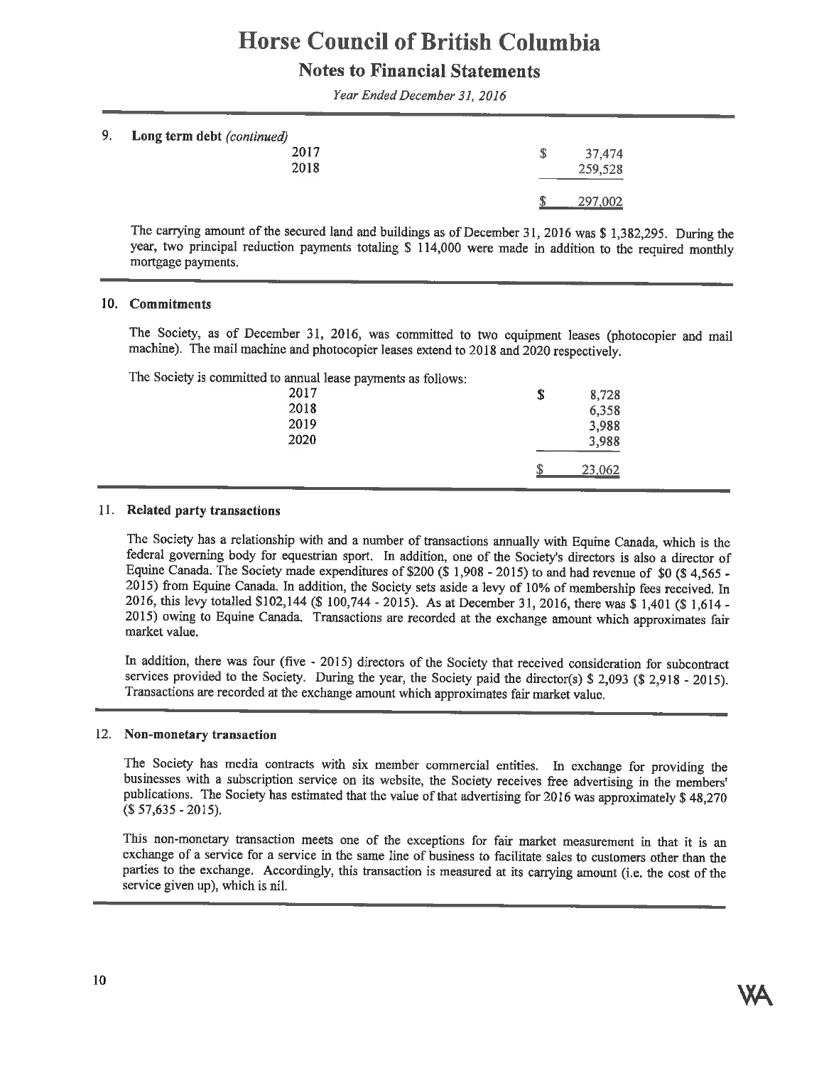# Horse Council of British Columbia

## Notes to Financial Statements

*Year Ended December 31, 2016*

### 9. Long term debt *(continued)*

| | |
|---|---|
| 2017 | $ 37,474 |
| 2018 | 259,528 |
| | $ 297,002 |

The carrying amount of the secured land and buildings as of December 31, 2016 was $ 1,382,295. During the year, two principal reduction payments totaling $ 114,000 were made in addition to the required monthly mortgage payments.

### 10. Commitments

The Society, as of December 31, 2016, was committed to two equipment leases (photocopier and mail machine). The mail machine and photocopier leases extend to 2018 and 2020 respectively.

The Society is committed to annual lease payments as follows:

| | |
|---|---|
| 2017 | $ 8,728 |
| 2018 | 6,358 |
| 2019 | 3,988 |
| 2020 | 3,988 |
| | $ 23,062 |

### 11. Related party transactions

The Society has a relationship with and a number of transactions annually with Equine Canada, which is the federal governing body for equestrian sport. In addition, one of the Society's directors is also a director of Equine Canada. The Society made expenditures of $200 ($ 1,908 - 2015) to and had revenue of $0 ($ 4,565 - 2015) from Equine Canada. In addition, the Society sets aside a levy of 10% of membership fees received. In 2016, this levy totalled $102,144 ($ 100,744 - 2015). As at December 31, 2016, there was $ 1,401 ($ 1,614 - 2015) owing to Equine Canada. Transactions are recorded at the exchange amount which approximates fair market value.

In addition, there was four (five - 2015) directors of the Society that received consideration for subcontract services provided to the Society. During the year, the Society paid the director(s) $ 2,093 ($ 2,918 - 2015). Transactions are recorded at the exchange amount which approximates fair market value.

### 12. Non-monetary transaction

The Society has media contracts with six member commercial entities. In exchange for providing the businesses with a subscription service on its website, the Society receives free advertising in the members' publications. The Society has estimated that the value of that advertising for 2016 was approximately $ 48,270 ($ 57,635 - 2015).

This non-monetary transaction meets one of the exceptions for fair market measurement in that it is an exchange of a service for a service in the same line of business to facilitate sales to customers other than the parties to the exchange. Accordingly, this transaction is measured at its carrying amount (i.e. the cost of the service given up), which is nil.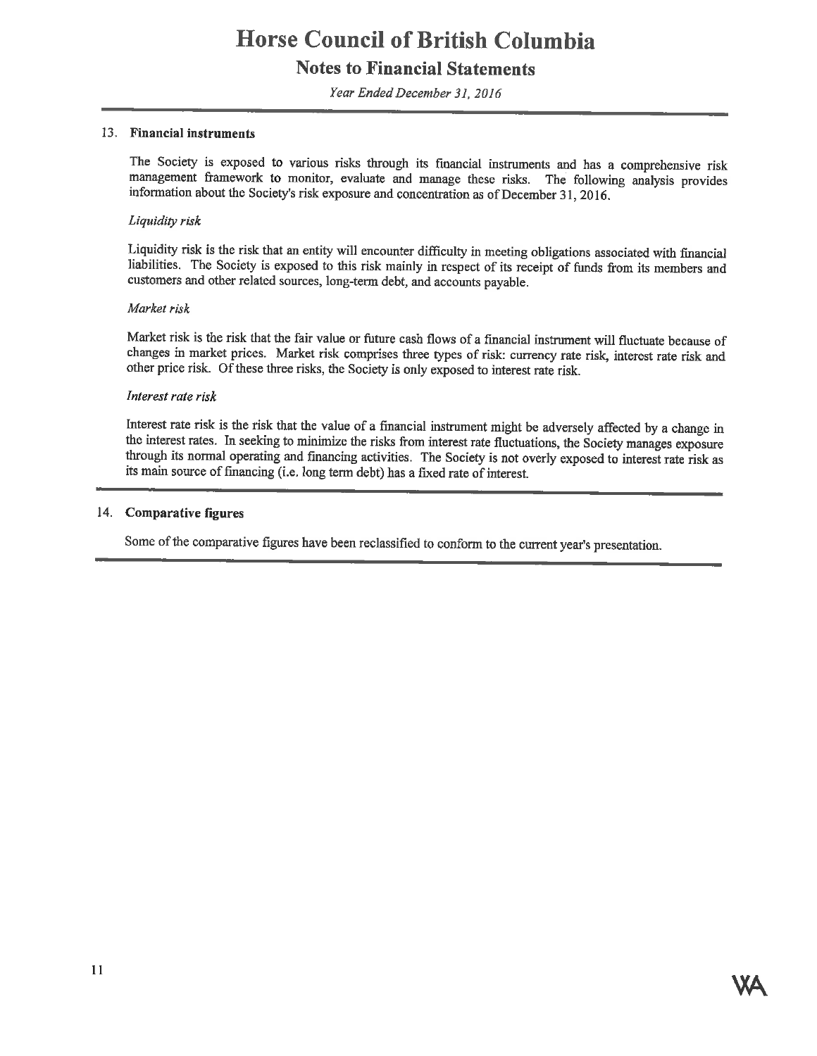# Horse Council of British Columbia

## Notes to Financial Statements

*Year Ended December 31, 2016*

### 13. Financial instruments

The Society is exposed to various risks through its financial instruments and has a comprehensive risk management framework to monitor, evaluate and manage these risks. The following analysis provides information about the Society's risk exposure and concentration as of December 31, 2016.

*Liquidity risk*

Liquidity risk is the risk that an entity will encounter difficulty in meeting obligations associated with financial liabilities. The Society is exposed to this risk mainly in respect of its receipt of funds from its members and customers and other related sources, long-term debt, and accounts payable.

*Market risk*

Market risk is the risk that the fair value or future cash flows of a financial instrument will fluctuate because of changes in market prices. Market risk comprises three types of risk: currency rate risk, interest rate risk and other price risk. Of these three risks, the Society is only exposed to interest rate risk.

*Interest rate risk*

Interest rate risk is the risk that the value of a financial instrument might be adversely affected by a change in the interest rates. In seeking to minimize the risks from interest rate fluctuations, the Society manages exposure through its normal operating and financing activities. The Society is not overly exposed to interest rate risk as its main source of financing (i.e. long term debt) has a fixed rate of interest.

### 14. Comparative figures

Some of the comparative figures have been reclassified to conform to the current year's presentation.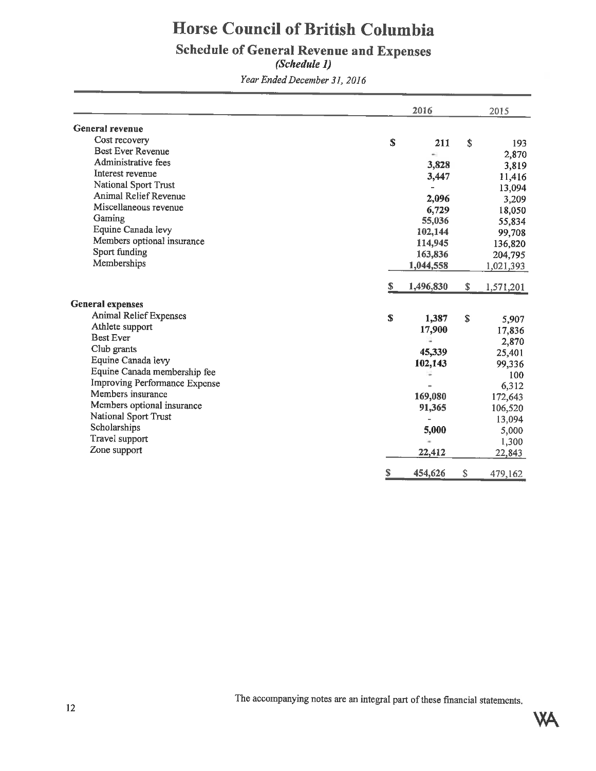# Horse Council of British Columbia

## Schedule of General Revenue and Expenses

*(Schedule 1)*

*Year Ended December 31, 2016*

| | 2016 | 2015 |
|---|---|---|
| **General revenue** | | |
| Cost recovery | $ 211 | $ 193 |
| Best Ever Revenue | - | 2,870 |
| Administrative fees | 3,828 | 3,819 |
| Interest revenue | 3,447 | 11,416 |
| National Sport Trust | - | 13,094 |
| Animal Relief Revenue | 2,096 | 3,209 |
| Miscellaneous revenue | 6,729 | 18,050 |
| Gaming | 55,036 | 55,834 |
| Equine Canada levy | 102,144 | 99,708 |
| Members optional insurance | 114,945 | 136,820 |
| Sport funding | 163,836 | 204,795 |
| Memberships | 1,044,558 | 1,021,393 |
| | $ 1,496,830 | $ 1,571,201 |
| **General expenses** | | |
| Animal Relief Expenses | $ 1,387 | $ 5,907 |
| Athlete support | 17,900 | 17,836 |
| Best Ever | - | 2,870 |
| Club grants | 45,339 | 25,401 |
| Equine Canada levy | 102,143 | 99,336 |
| Equine Canada membership fee | - | 100 |
| Improving Performance Expense | - | 6,312 |
| Members insurance | 169,080 | 172,643 |
| Members optional insurance | 91,365 | 106,520 |
| National Sport Trust | - | 13,094 |
| Scholarships | 5,000 | 5,000 |
| Travel support | - | 1,300 |
| Zone support | 22,412 | 22,843 |
| | $ 454,626 | $ 479,162 |

The accompanying notes are an integral part of these financial statements.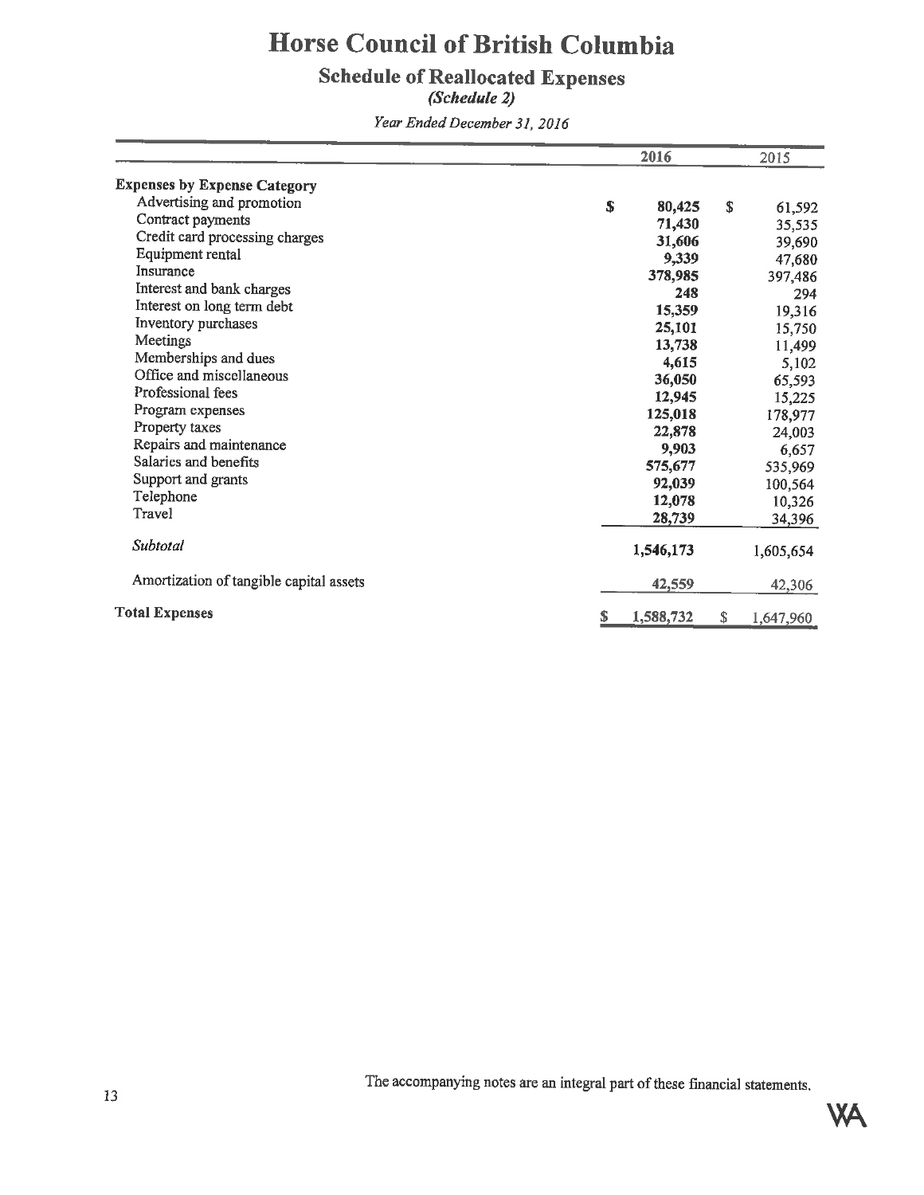# Horse Council of British Columbia

## Schedule of Reallocated Expenses

*(Schedule 2)*

*Year Ended December 31, 2016*

| | 2016 | 2015 |
|---|---|---|
| **Expenses by Expense Category** | | |
| Advertising and promotion | $ 80,425 | $ 61,592 |
| Contract payments | 71,430 | 35,535 |
| Credit card processing charges | 31,606 | 39,690 |
| Equipment rental | 9,339 | 47,680 |
| Insurance | 378,985 | 397,486 |
| Interest and bank charges | 248 | 294 |
| Interest on long term debt | 15,359 | 19,316 |
| Inventory purchases | 25,101 | 15,750 |
| Meetings | 13,738 | 11,499 |
| Memberships and dues | 4,615 | 5,102 |
| Office and miscellaneous | 36,050 | 65,593 |
| Professional fees | 12,945 | 15,225 |
| Program expenses | 125,018 | 178,977 |
| Property taxes | 22,878 | 24,003 |
| Repairs and maintenance | 9,903 | 6,657 |
| Salaries and benefits | 575,677 | 535,969 |
| Support and grants | 92,039 | 100,564 |
| Telephone | 12,078 | 10,326 |
| Travel | 28,739 | 34,396 |
| *Subtotal* | 1,546,173 | 1,605,654 |
| Amortization of tangible capital assets | 42,559 | 42,306 |
| **Total Expenses** | $ 1,588,732 | $ 1,647,960 |

The accompanying notes are an integral part of these financial statements.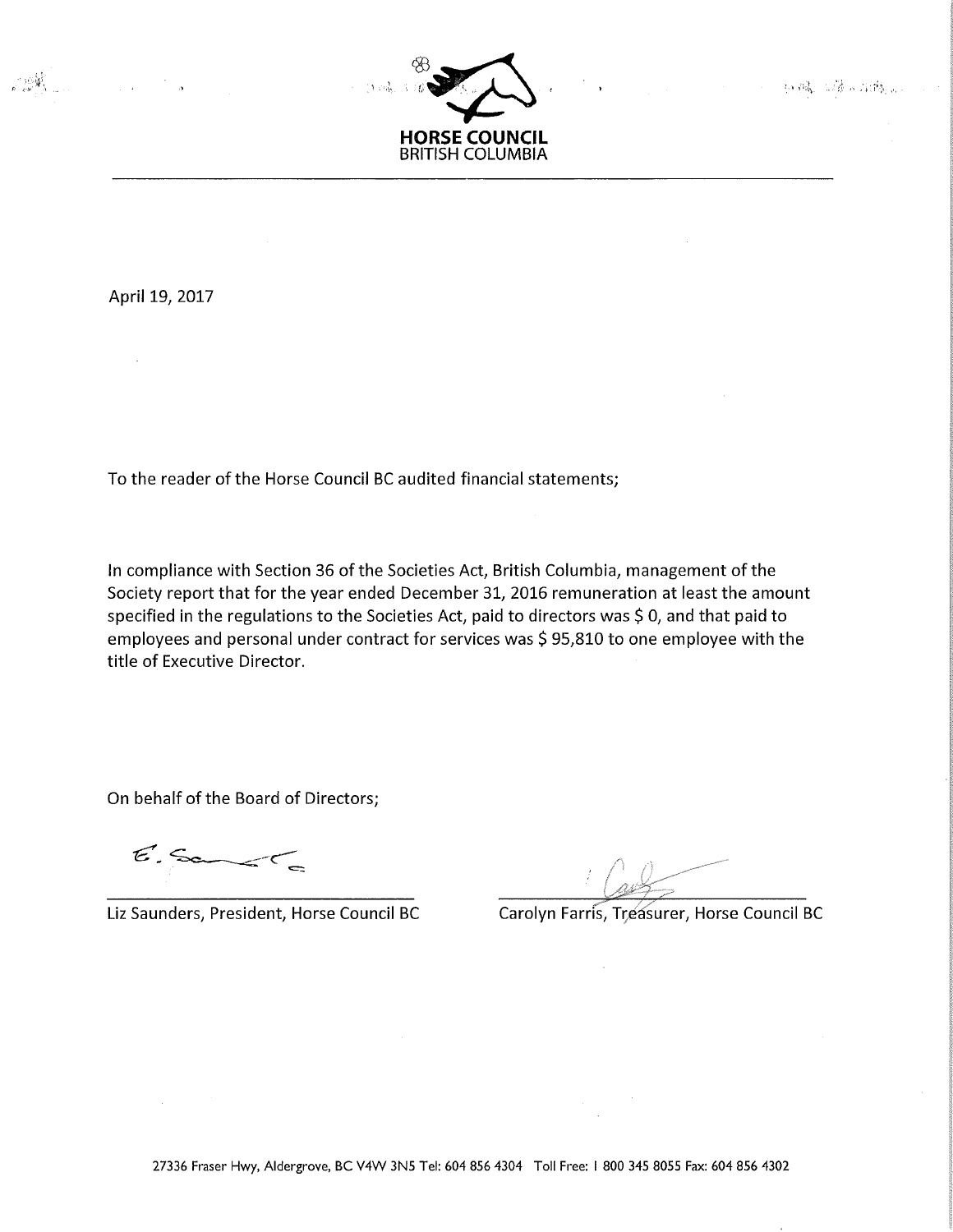**HORSE COUNCIL**
BRITISH COLUMBIA

April 19, 2017

To the reader of the Horse Council BC audited financial statements;

In compliance with Section 36 of the Societies Act, British Columbia, management of the Society report that for the year ended December 31, 2016 remuneration at least the amount specified in the regulations to the Societies Act, paid to directors was $ 0, and that paid to employees and personal under contract for services was $ 95,810 to one employee with the title of Executive Director.

On behalf of the Board of Directors;

Liz Saunders, President, Horse Council BC

Carolyn Farris, Treasurer, Horse Council BC

27336 Fraser Hwy, Aldergrove, BC V4W 3N5 Tel: 604 856 4304 Toll Free: 1 800 345 8055 Fax: 604 856 4302